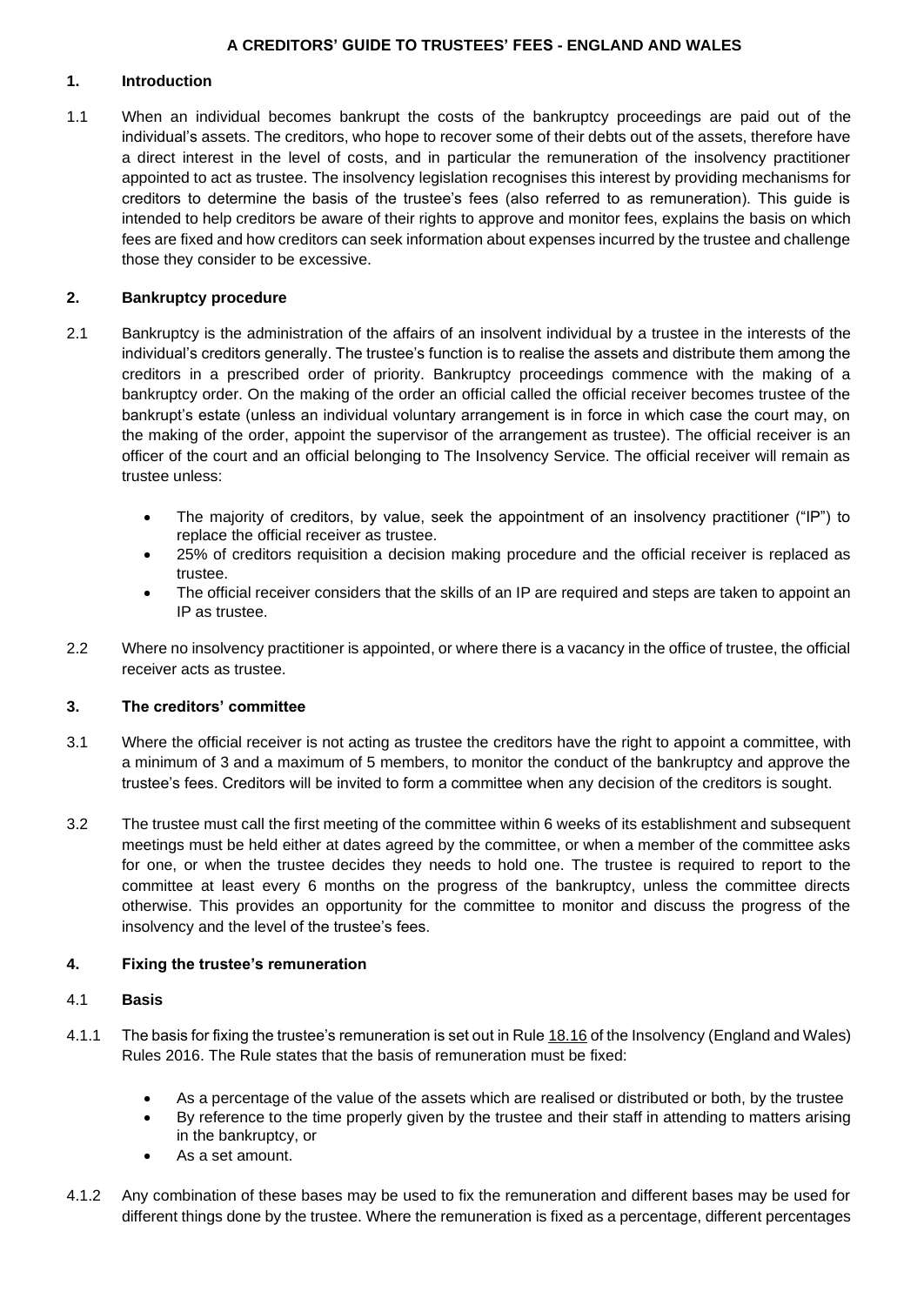# A CREDITORS' GUIDE TO TRUSTEES' FEES - ENGLAND AND WALES

## 1. Introduction

1.1 When an individual becomes bankrupt the costs of the bankruptcy proceedings are paid out of the individual's assets. The creditors, who hope to recover some of their debts out of the assets, therefore have a direct interest in the level of costs, and in particular the remuneration of the insolvency practitioner appointed to act as trustee. The insolvency legislation recognises this interest by providing mechanisms for creditors to determine the basis of the trustee's fees (also referred to as remuneration). This guide is intended to help creditors be aware of their rights to approve and monitor fees, explains the basis on which fees are fixed and how creditors can seek information about expenses incurred by the trustee and challenge those they consider to be excessive.

## 2. Bankruptcy procedure

2.1 Bankruptcy is the administration of the affairs of an insolvent individual by a trustee in the interests of the individual's creditors generally. The trustee's function is to realise the assets and distribute them among the creditors in a prescribed order of priority. Bankruptcy proceedings commence with the making of a bankruptcy order. On the making of the order an official called the official receiver becomes trustee of the bankrupt's estate (unless an individual voluntary arrangement is in force in which case the court may, on the making of the order, appoint the supervisor of the arrangement as trustee). The official receiver is an officer of the court and an official belonging to The Insolvency Service. The official receiver will remain as trustee unless:

- The majority of creditors, by value, seek the appointment of an insolvency practitioner ("IP") to replace the official receiver as trustee.
- 25% of creditors requisition a decision making procedure and the official receiver is replaced as trustee.
- The official receiver considers that the skills of an IP are required and steps are taken to appoint an IP as trustee.

2.2 Where no insolvency practitioner is appointed, or where there is a vacancy in the office of trustee, the official receiver acts as trustee.

## 3. The creditors' committee

3.1 Where the official receiver is not acting as trustee the creditors have the right to appoint a committee, with a minimum of 3 and a maximum of 5 members, to monitor the conduct of the bankruptcy and approve the trustee's fees. Creditors will be invited to form a committee when any decision of the creditors is sought.

3.2 The trustee must call the first meeting of the committee within 6 weeks of its establishment and subsequent meetings must be held either at dates agreed by the committee, or when a member of the committee asks for one, or when the trustee decides they needs to hold one. The trustee is required to report to the committee at least every 6 months on the progress of the bankruptcy, unless the committee directs otherwise. This provides an opportunity for the committee to monitor and discuss the progress of the insolvency and the level of the trustee's fees.

## 4. Fixing the trustee's remuneration

### 4.1 Basis

4.1.1 The basis for fixing the trustee's remuneration is set out in Rule 18.16 of the Insolvency (England and Wales) Rules 2016. The Rule states that the basis of remuneration must be fixed:

- As a percentage of the value of the assets which are realised or distributed or both, by the trustee
- By reference to the time properly given by the trustee and their staff in attending to matters arising in the bankruptcy, or
- As a set amount.

4.1.2 Any combination of these bases may be used to fix the remuneration and different bases may be used for different things done by the trustee. Where the remuneration is fixed as a percentage, different percentages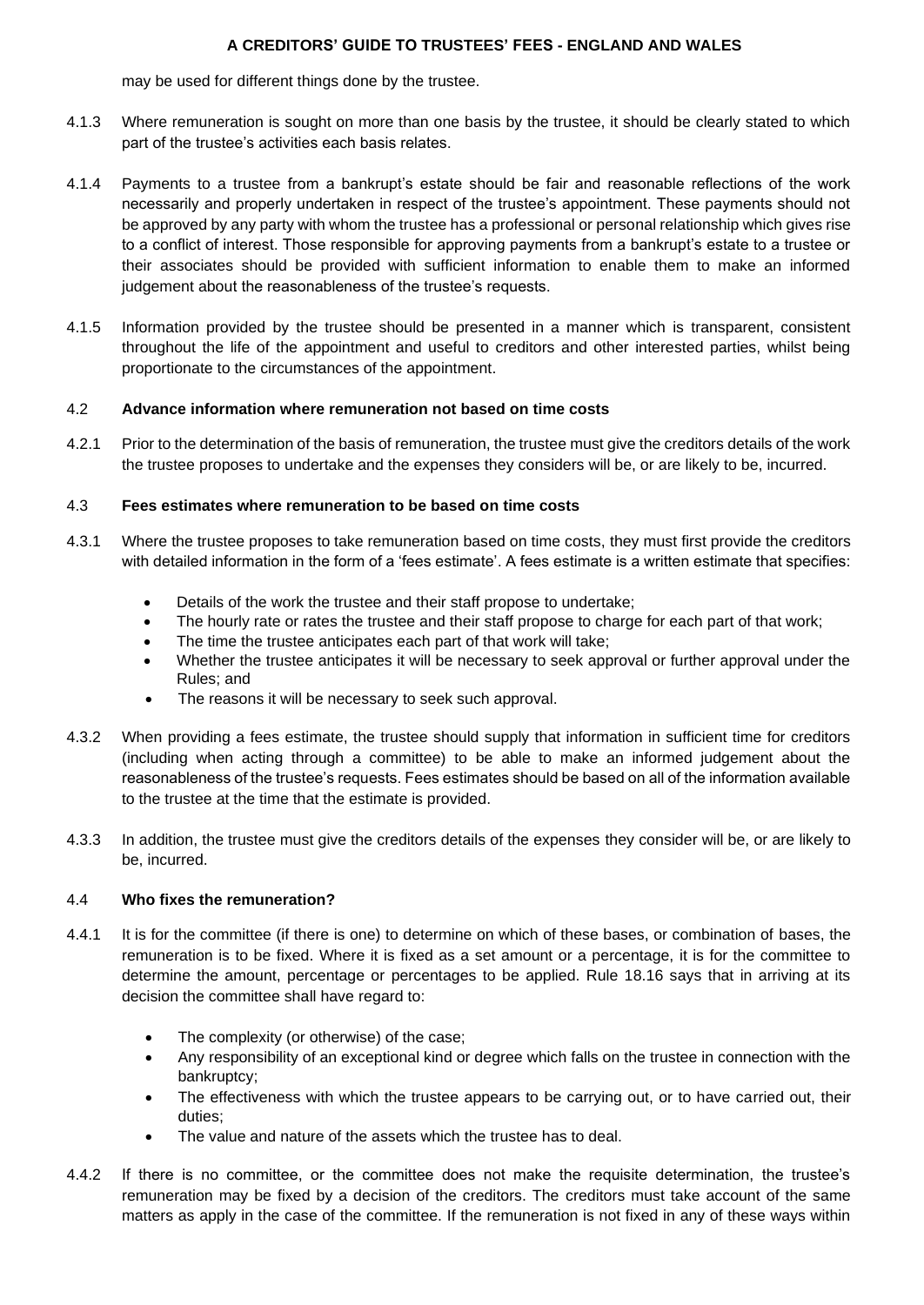may be used for different things done by the trustee.

4.1.3 Where remuneration is sought on more than one basis by the trustee, it should be clearly stated to which part of the trustee's activities each basis relates.

4.1.4 Payments to a trustee from a bankrupt's estate should be fair and reasonable reflections of the work necessarily and properly undertaken in respect of the trustee's appointment. These payments should not be approved by any party with whom the trustee has a professional or personal relationship which gives rise to a conflict of interest. Those responsible for approving payments from a bankrupt's estate to a trustee or their associates should be provided with sufficient information to enable them to make an informed judgement about the reasonableness of the trustee's requests.

4.1.5 Information provided by the trustee should be presented in a manner which is transparent, consistent throughout the life of the appointment and useful to creditors and other interested parties, whilst being proportionate to the circumstances of the appointment.

### 4.2 Advance information where remuneration not based on time costs

4.2.1 Prior to the determination of the basis of remuneration, the trustee must give the creditors details of the work the trustee proposes to undertake and the expenses they considers will be, or are likely to be, incurred.

### 4.3 Fees estimates where remuneration to be based on time costs

4.3.1 Where the trustee proposes to take remuneration based on time costs, they must first provide the creditors with detailed information in the form of a 'fees estimate'. A fees estimate is a written estimate that specifies:

- Details of the work the trustee and their staff propose to undertake;
- The hourly rate or rates the trustee and their staff propose to charge for each part of that work;
- The time the trustee anticipates each part of that work will take;
- Whether the trustee anticipates it will be necessary to seek approval or further approval under the Rules; and
- The reasons it will be necessary to seek such approval.

4.3.2 When providing a fees estimate, the trustee should supply that information in sufficient time for creditors (including when acting through a committee) to be able to make an informed judgement about the reasonableness of the trustee's requests. Fees estimates should be based on all of the information available to the trustee at the time that the estimate is provided.

4.3.3 In addition, the trustee must give the creditors details of the expenses they consider will be, or are likely to be, incurred.

### 4.4 Who fixes the remuneration?

4.4.1 It is for the committee (if there is one) to determine on which of these bases, or combination of bases, the remuneration is to be fixed. Where it is fixed as a set amount or a percentage, it is for the committee to determine the amount, percentage or percentages to be applied. Rule 18.16 says that in arriving at its decision the committee shall have regard to:

- The complexity (or otherwise) of the case;
- Any responsibility of an exceptional kind or degree which falls on the trustee in connection with the bankruptcy;
- The effectiveness with which the trustee appears to be carrying out, or to have carried out, their duties;
- The value and nature of the assets which the trustee has to deal.

4.4.2 If there is no committee, or the committee does not make the requisite determination, the trustee's remuneration may be fixed by a decision of the creditors. The creditors must take account of the same matters as apply in the case of the committee. If the remuneration is not fixed in any of these ways within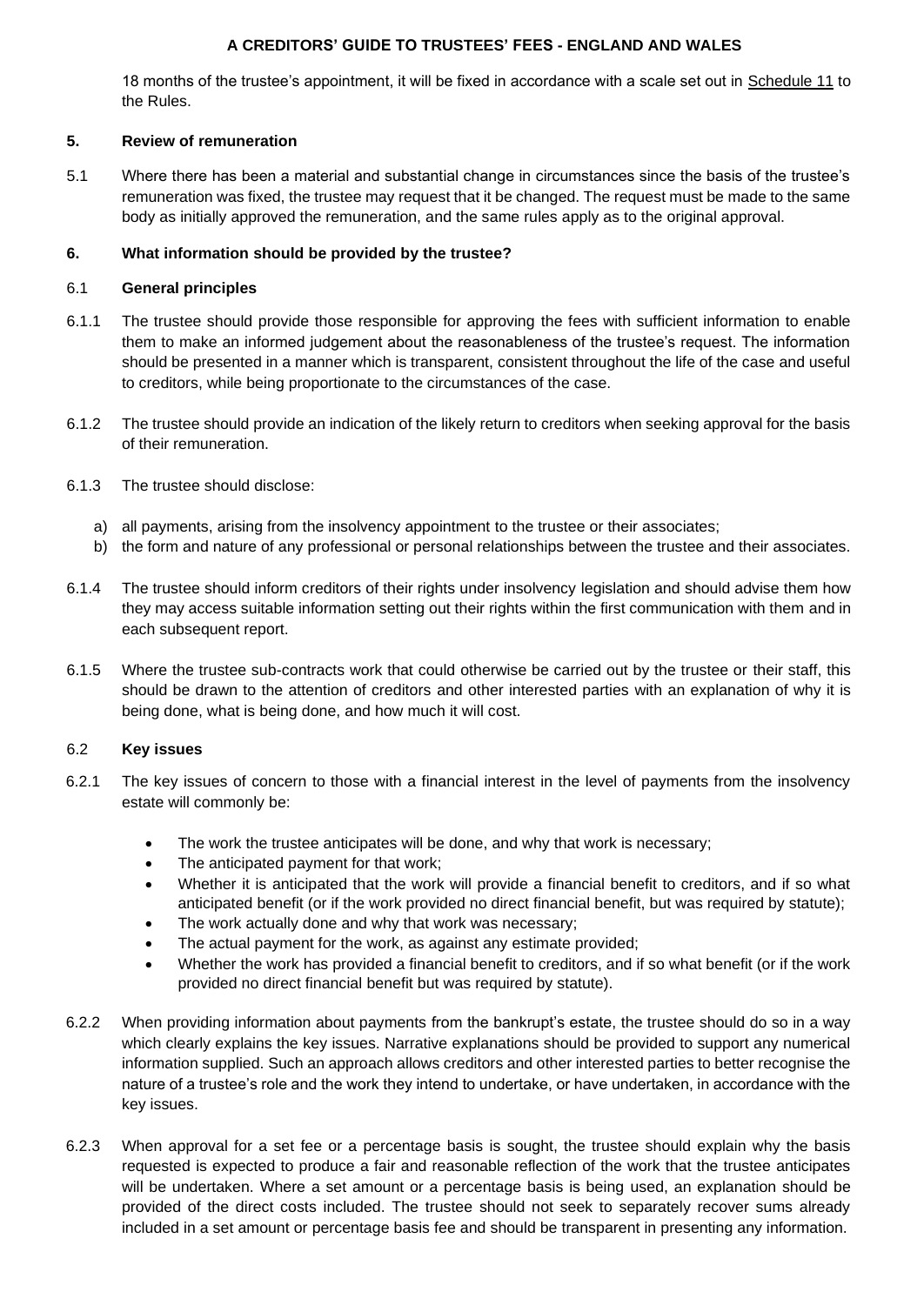18 months of the trustee's appointment, it will be fixed in accordance with a scale set out in Schedule 11 to the Rules.

## 5. Review of remuneration

5.1 Where there has been a material and substantial change in circumstances since the basis of the trustee's remuneration was fixed, the trustee may request that it be changed. The request must be made to the same body as initially approved the remuneration, and the same rules apply as to the original approval.

## 6. What information should be provided by the trustee?

### 6.1 General principles

6.1.1 The trustee should provide those responsible for approving the fees with sufficient information to enable them to make an informed judgement about the reasonableness of the trustee's request. The information should be presented in a manner which is transparent, consistent throughout the life of the case and useful to creditors, while being proportionate to the circumstances of the case.

6.1.2 The trustee should provide an indication of the likely return to creditors when seeking approval for the basis of their remuneration.

6.1.3 The trustee should disclose:

a) all payments, arising from the insolvency appointment to the trustee or their associates;
b) the form and nature of any professional or personal relationships between the trustee and their associates.

6.1.4 The trustee should inform creditors of their rights under insolvency legislation and should advise them how they may access suitable information setting out their rights within the first communication with them and in each subsequent report.

6.1.5 Where the trustee sub-contracts work that could otherwise be carried out by the trustee or their staff, this should be drawn to the attention of creditors and other interested parties with an explanation of why it is being done, what is being done, and how much it will cost.

### 6.2 Key issues

6.2.1 The key issues of concern to those with a financial interest in the level of payments from the insolvency estate will commonly be:

- The work the trustee anticipates will be done, and why that work is necessary;
- The anticipated payment for that work;
- Whether it is anticipated that the work will provide a financial benefit to creditors, and if so what anticipated benefit (or if the work provided no direct financial benefit, but was required by statute);
- The work actually done and why that work was necessary;
- The actual payment for the work, as against any estimate provided;
- Whether the work has provided a financial benefit to creditors, and if so what benefit (or if the work provided no direct financial benefit but was required by statute).

6.2.2 When providing information about payments from the bankrupt's estate, the trustee should do so in a way which clearly explains the key issues. Narrative explanations should be provided to support any numerical information supplied. Such an approach allows creditors and other interested parties to better recognise the nature of a trustee's role and the work they intend to undertake, or have undertaken, in accordance with the key issues.

6.2.3 When approval for a set fee or a percentage basis is sought, the trustee should explain why the basis requested is expected to produce a fair and reasonable reflection of the work that the trustee anticipates will be undertaken. Where a set amount or a percentage basis is being used, an explanation should be provided of the direct costs included. The trustee should not seek to separately recover sums already included in a set amount or percentage basis fee and should be transparent in presenting any information.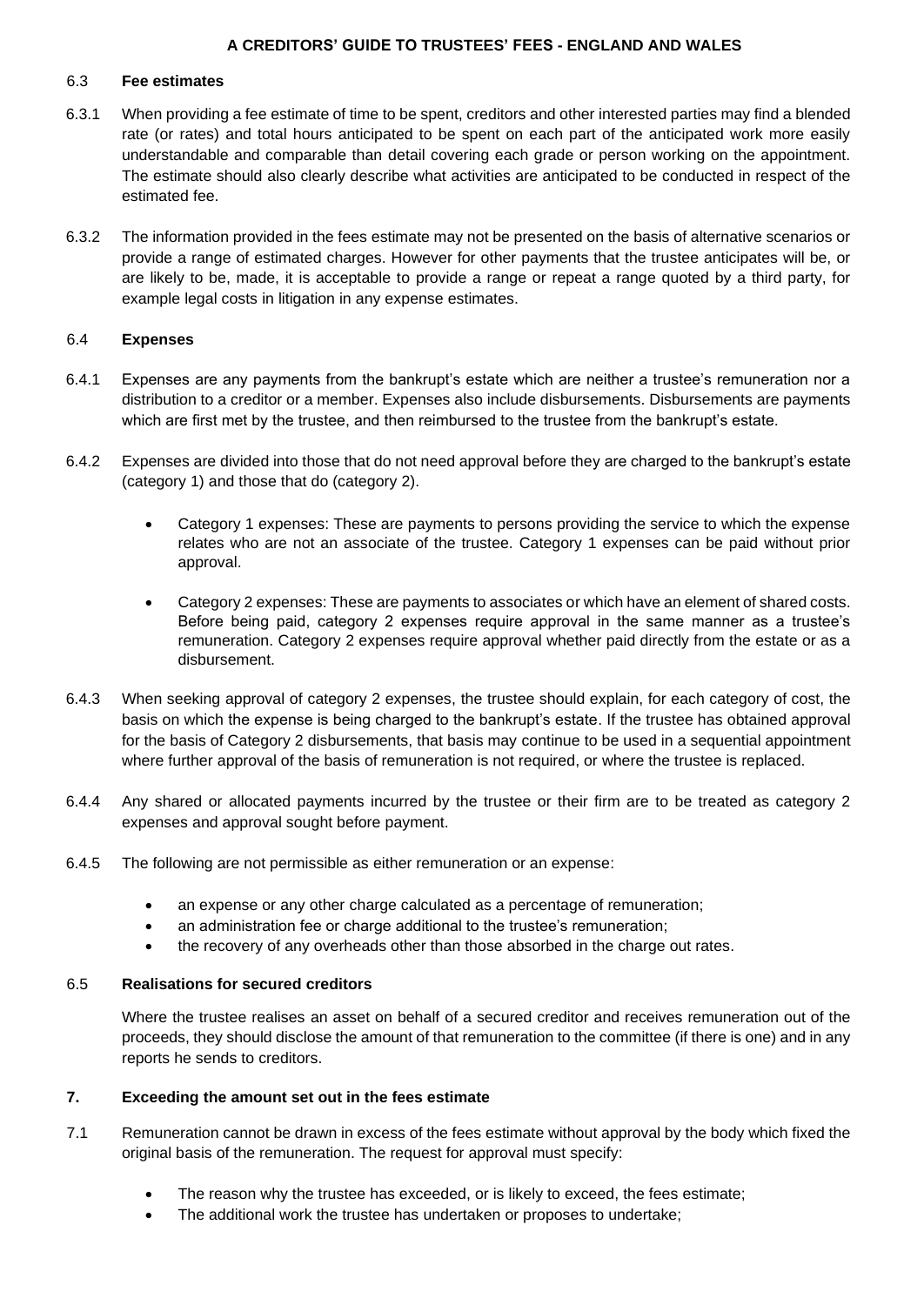### 6.3 Fee estimates

6.3.1 When providing a fee estimate of time to be spent, creditors and other interested parties may find a blended rate (or rates) and total hours anticipated to be spent on each part of the anticipated work more easily understandable and comparable than detail covering each grade or person working on the appointment. The estimate should also clearly describe what activities are anticipated to be conducted in respect of the estimated fee.

6.3.2 The information provided in the fees estimate may not be presented on the basis of alternative scenarios or provide a range of estimated charges. However for other payments that the trustee anticipates will be, or are likely to be, made, it is acceptable to provide a range or repeat a range quoted by a third party, for example legal costs in litigation in any expense estimates.

### 6.4 Expenses

6.4.1 Expenses are any payments from the bankrupt's estate which are neither a trustee's remuneration nor a distribution to a creditor or a member. Expenses also include disbursements. Disbursements are payments which are first met by the trustee, and then reimbursed to the trustee from the bankrupt's estate.

6.4.2 Expenses are divided into those that do not need approval before they are charged to the bankrupt's estate (category 1) and those that do (category 2).

- Category 1 expenses: These are payments to persons providing the service to which the expense relates who are not an associate of the trustee. Category 1 expenses can be paid without prior approval.
- Category 2 expenses: These are payments to associates or which have an element of shared costs. Before being paid, category 2 expenses require approval in the same manner as a trustee's remuneration. Category 2 expenses require approval whether paid directly from the estate or as a disbursement.

6.4.3 When seeking approval of category 2 expenses, the trustee should explain, for each category of cost, the basis on which the expense is being charged to the bankrupt's estate. If the trustee has obtained approval for the basis of Category 2 disbursements, that basis may continue to be used in a sequential appointment where further approval of the basis of remuneration is not required, or where the trustee is replaced.

6.4.4 Any shared or allocated payments incurred by the trustee or their firm are to be treated as category 2 expenses and approval sought before payment.

6.4.5 The following are not permissible as either remuneration or an expense:

- an expense or any other charge calculated as a percentage of remuneration;
- an administration fee or charge additional to the trustee's remuneration;
- the recovery of any overheads other than those absorbed in the charge out rates.

### 6.5 Realisations for secured creditors

Where the trustee realises an asset on behalf of a secured creditor and receives remuneration out of the proceeds, they should disclose the amount of that remuneration to the committee (if there is one) and in any reports he sends to creditors.

## 7. Exceeding the amount set out in the fees estimate

7.1 Remuneration cannot be drawn in excess of the fees estimate without approval by the body which fixed the original basis of the remuneration. The request for approval must specify:

- The reason why the trustee has exceeded, or is likely to exceed, the fees estimate;
- The additional work the trustee has undertaken or proposes to undertake;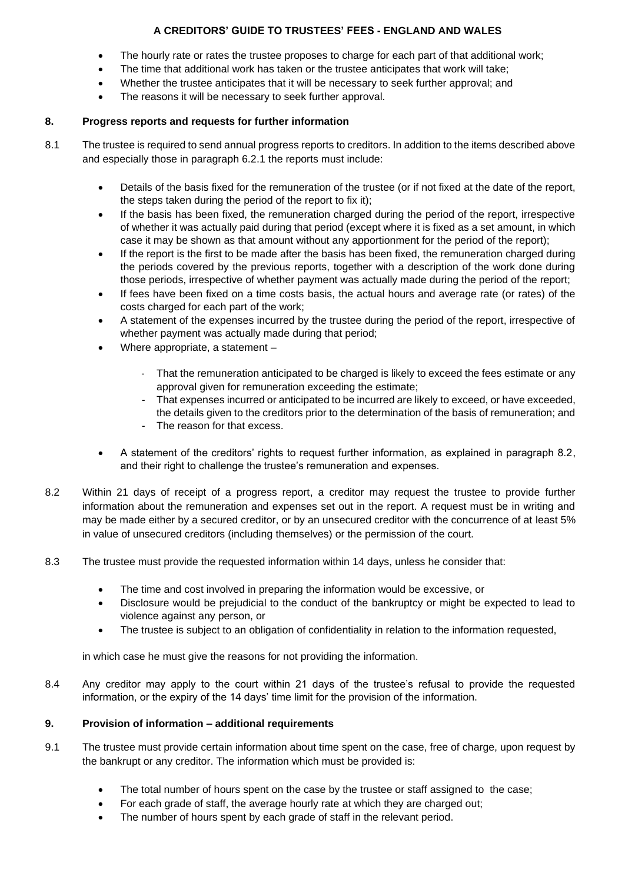- The hourly rate or rates the trustee proposes to charge for each part of that additional work;
- The time that additional work has taken or the trustee anticipates that work will take;
- Whether the trustee anticipates that it will be necessary to seek further approval; and
- The reasons it will be necessary to seek further approval.

## 8. Progress reports and requests for further information

8.1 The trustee is required to send annual progress reports to creditors. In addition to the items described above and especially those in paragraph 6.2.1 the reports must include:

- Details of the basis fixed for the remuneration of the trustee (or if not fixed at the date of the report, the steps taken during the period of the report to fix it);
- If the basis has been fixed, the remuneration charged during the period of the report, irrespective of whether it was actually paid during that period (except where it is fixed as a set amount, in which case it may be shown as that amount without any apportionment for the period of the report);
- If the report is the first to be made after the basis has been fixed, the remuneration charged during the periods covered by the previous reports, together with a description of the work done during those periods, irrespective of whether payment was actually made during the period of the report;
- If fees have been fixed on a time costs basis, the actual hours and average rate (or rates) of the costs charged for each part of the work;
- A statement of the expenses incurred by the trustee during the period of the report, irrespective of whether payment was actually made during that period;
- Where appropriate, a statement –
    - That the remuneration anticipated to be charged is likely to exceed the fees estimate or any approval given for remuneration exceeding the estimate;
    - That expenses incurred or anticipated to be incurred are likely to exceed, or have exceeded, the details given to the creditors prior to the determination of the basis of remuneration; and
    - The reason for that excess.
- A statement of the creditors' rights to request further information, as explained in paragraph 8.2, and their right to challenge the trustee's remuneration and expenses.

8.2 Within 21 days of receipt of a progress report, a creditor may request the trustee to provide further information about the remuneration and expenses set out in the report. A request must be in writing and may be made either by a secured creditor, or by an unsecured creditor with the concurrence of at least 5% in value of unsecured creditors (including themselves) or the permission of the court.

8.3 The trustee must provide the requested information within 14 days, unless he consider that:

- The time and cost involved in preparing the information would be excessive, or
- Disclosure would be prejudicial to the conduct of the bankruptcy or might be expected to lead to violence against any person, or
- The trustee is subject to an obligation of confidentiality in relation to the information requested,

in which case he must give the reasons for not providing the information.

8.4 Any creditor may apply to the court within 21 days of the trustee's refusal to provide the requested information, or the expiry of the 14 days' time limit for the provision of the information.

## 9. Provision of information – additional requirements

9.1 The trustee must provide certain information about time spent on the case, free of charge, upon request by the bankrupt or any creditor. The information which must be provided is:

- The total number of hours spent on the case by the trustee or staff assigned to the case;
- For each grade of staff, the average hourly rate at which they are charged out;
- The number of hours spent by each grade of staff in the relevant period.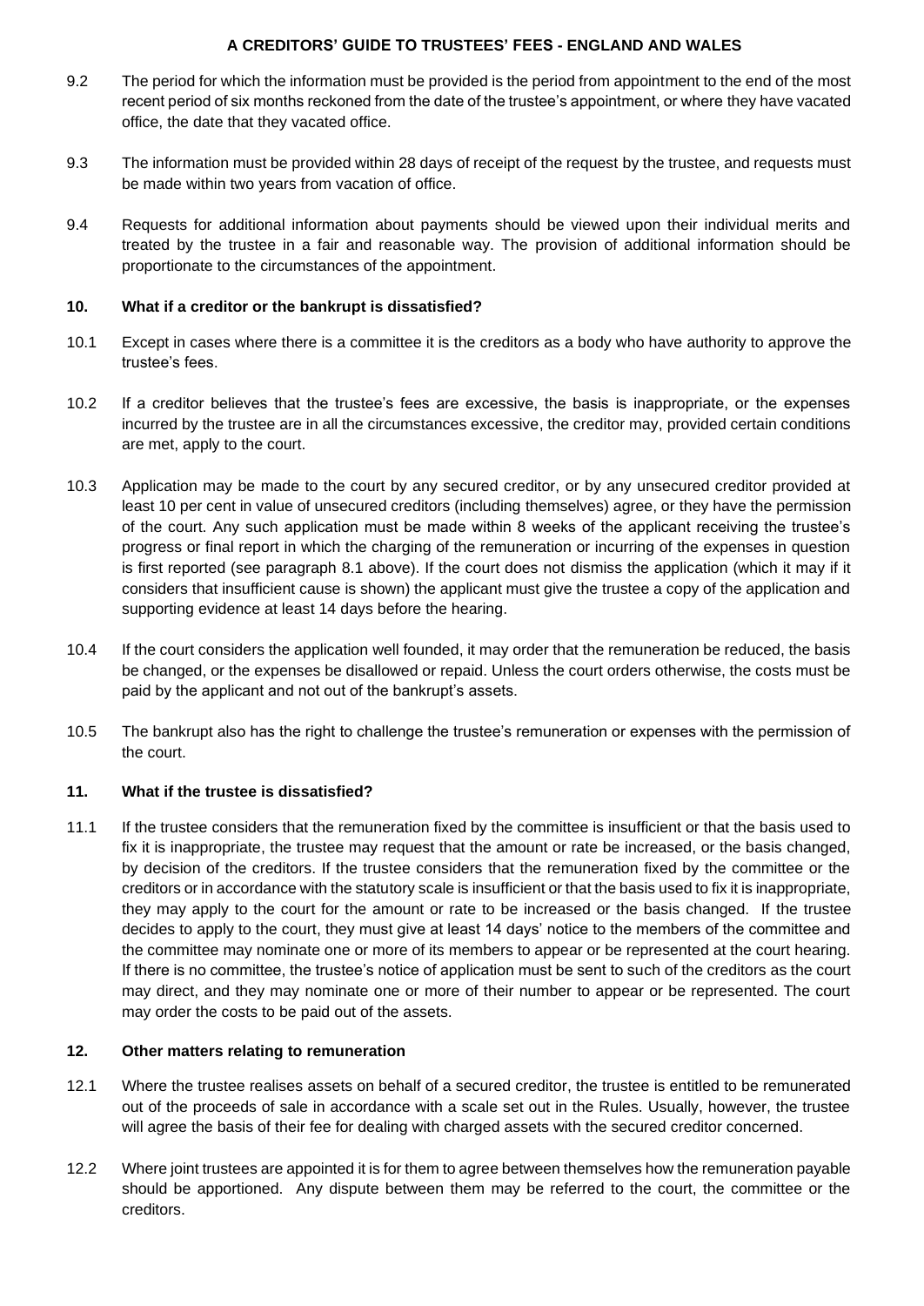9.2 The period for which the information must be provided is the period from appointment to the end of the most recent period of six months reckoned from the date of the trustee's appointment, or where they have vacated office, the date that they vacated office.

9.3 The information must be provided within 28 days of receipt of the request by the trustee, and requests must be made within two years from vacation of office.

9.4 Requests for additional information about payments should be viewed upon their individual merits and treated by the trustee in a fair and reasonable way. The provision of additional information should be proportionate to the circumstances of the appointment.

## 10. What if a creditor or the bankrupt is dissatisfied?

10.1 Except in cases where there is a committee it is the creditors as a body who have authority to approve the trustee's fees.

10.2 If a creditor believes that the trustee's fees are excessive, the basis is inappropriate, or the expenses incurred by the trustee are in all the circumstances excessive, the creditor may, provided certain conditions are met, apply to the court.

10.3 Application may be made to the court by any secured creditor, or by any unsecured creditor provided at least 10 per cent in value of unsecured creditors (including themselves) agree, or they have the permission of the court. Any such application must be made within 8 weeks of the applicant receiving the trustee's progress or final report in which the charging of the remuneration or incurring of the expenses in question is first reported (see paragraph 8.1 above). If the court does not dismiss the application (which it may if it considers that insufficient cause is shown) the applicant must give the trustee a copy of the application and supporting evidence at least 14 days before the hearing.

10.4 If the court considers the application well founded, it may order that the remuneration be reduced, the basis be changed, or the expenses be disallowed or repaid. Unless the court orders otherwise, the costs must be paid by the applicant and not out of the bankrupt's assets.

10.5 The bankrupt also has the right to challenge the trustee's remuneration or expenses with the permission of the court.

## 11. What if the trustee is dissatisfied?

11.1 If the trustee considers that the remuneration fixed by the committee is insufficient or that the basis used to fix it is inappropriate, the trustee may request that the amount or rate be increased, or the basis changed, by decision of the creditors. If the trustee considers that the remuneration fixed by the committee or the creditors or in accordance with the statutory scale is insufficient or that the basis used to fix it is inappropriate, they may apply to the court for the amount or rate to be increased or the basis changed. If the trustee decides to apply to the court, they must give at least 14 days' notice to the members of the committee and the committee may nominate one or more of its members to appear or be represented at the court hearing. If there is no committee, the trustee's notice of application must be sent to such of the creditors as the court may direct, and they may nominate one or more of their number to appear or be represented. The court may order the costs to be paid out of the assets.

## 12. Other matters relating to remuneration

12.1 Where the trustee realises assets on behalf of a secured creditor, the trustee is entitled to be remunerated out of the proceeds of sale in accordance with a scale set out in the Rules. Usually, however, the trustee will agree the basis of their fee for dealing with charged assets with the secured creditor concerned.

12.2 Where joint trustees are appointed it is for them to agree between themselves how the remuneration payable should be apportioned. Any dispute between them may be referred to the court, the committee or the creditors.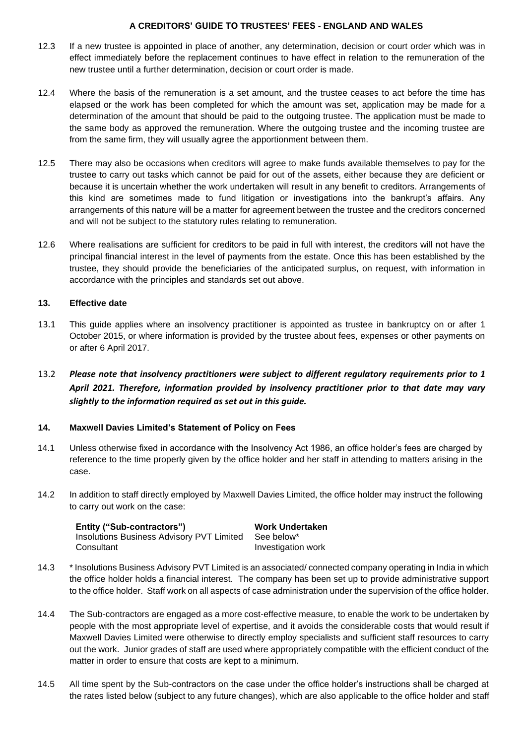12.3 If a new trustee is appointed in place of another, any determination, decision or court order which was in effect immediately before the replacement continues to have effect in relation to the remuneration of the new trustee until a further determination, decision or court order is made.

12.4 Where the basis of the remuneration is a set amount, and the trustee ceases to act before the time has elapsed or the work has been completed for which the amount was set, application may be made for a determination of the amount that should be paid to the outgoing trustee. The application must be made to the same body as approved the remuneration. Where the outgoing trustee and the incoming trustee are from the same firm, they will usually agree the apportionment between them.

12.5 There may also be occasions when creditors will agree to make funds available themselves to pay for the trustee to carry out tasks which cannot be paid for out of the assets, either because they are deficient or because it is uncertain whether the work undertaken will result in any benefit to creditors. Arrangements of this kind are sometimes made to fund litigation or investigations into the bankrupt's affairs. Any arrangements of this nature will be a matter for agreement between the trustee and the creditors concerned and will not be subject to the statutory rules relating to remuneration.

12.6 Where realisations are sufficient for creditors to be paid in full with interest, the creditors will not have the principal financial interest in the level of payments from the estate. Once this has been established by the trustee, they should provide the beneficiaries of the anticipated surplus, on request, with information in accordance with the principles and standards set out above.

## 13. Effective date

13.1 This guide applies where an insolvency practitioner is appointed as trustee in bankruptcy on or after 1 October 2015, or where information is provided by the trustee about fees, expenses or other payments on or after 6 April 2017.

13.2 ***Please note that insolvency practitioners were subject to different regulatory requirements prior to 1 April 2021. Therefore, information provided by insolvency practitioner prior to that date may vary slightly to the information required as set out in this guide.***

## 14. Maxwell Davies Limited's Statement of Policy on Fees

14.1 Unless otherwise fixed in accordance with the Insolvency Act 1986, an office holder's fees are charged by reference to the time properly given by the office holder and her staff in attending to matters arising in the case.

14.2 In addition to staff directly employed by Maxwell Davies Limited, the office holder may instruct the following to carry out work on the case:

| Entity ("Sub-contractors") | Work Undertaken |
|---|---|
| Insolutions Business Advisory PVT Limited | See below* |
| Consultant | Investigation work |

14.3 * Insolutions Business Advisory PVT Limited is an associated/ connected company operating in India in which the office holder holds a financial interest. The company has been set up to provide administrative support to the office holder. Staff work on all aspects of case administration under the supervision of the office holder.

14.4 The Sub-contractors are engaged as a more cost-effective measure, to enable the work to be undertaken by people with the most appropriate level of expertise, and it avoids the considerable costs that would result if Maxwell Davies Limited were otherwise to directly employ specialists and sufficient staff resources to carry out the work. Junior grades of staff are used where appropriately compatible with the efficient conduct of the matter in order to ensure that costs are kept to a minimum.

14.5 All time spent by the Sub-contractors on the case under the office holder's instructions shall be charged at the rates listed below (subject to any future changes), which are also applicable to the office holder and staff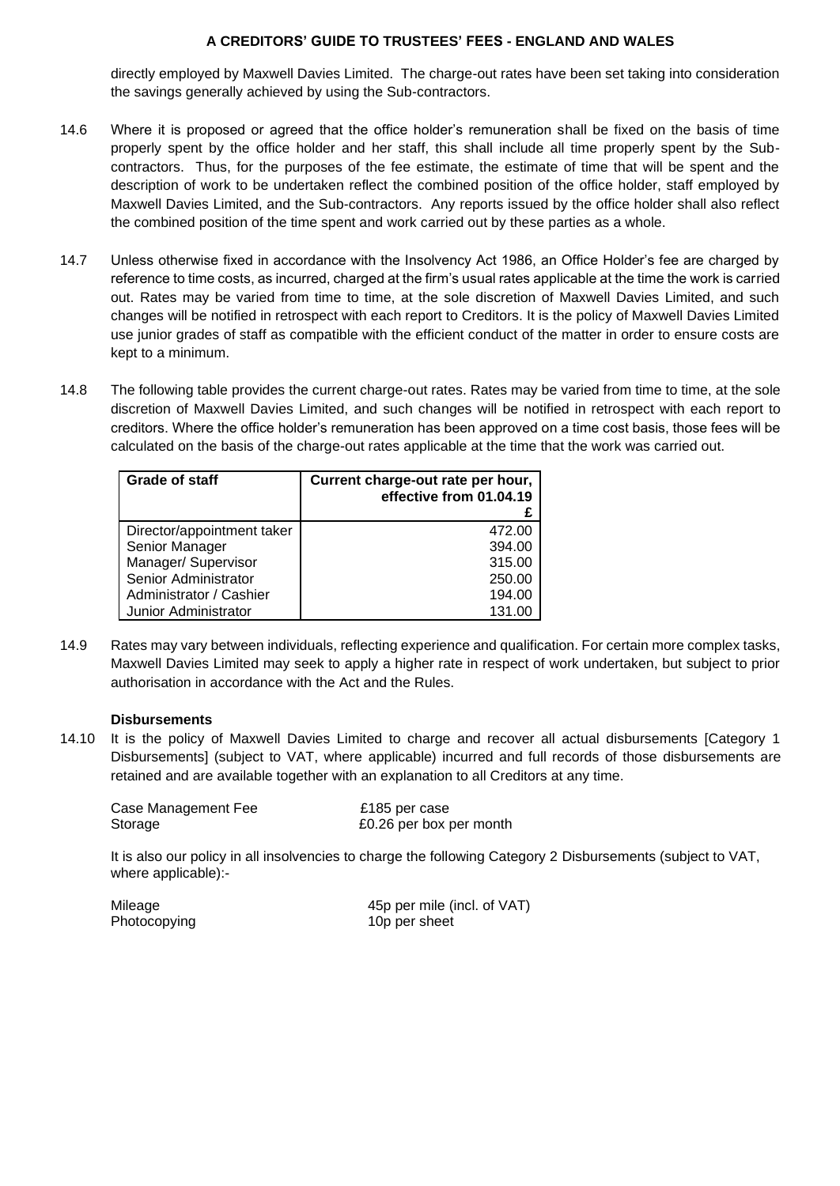directly employed by Maxwell Davies Limited. The charge-out rates have been set taking into consideration the savings generally achieved by using the Sub-contractors.

14.6 Where it is proposed or agreed that the office holder's remuneration shall be fixed on the basis of time properly spent by the office holder and her staff, this shall include all time properly spent by the Sub-contractors. Thus, for the purposes of the fee estimate, the estimate of time that will be spent and the description of work to be undertaken reflect the combined position of the office holder, staff employed by Maxwell Davies Limited, and the Sub-contractors. Any reports issued by the office holder shall also reflect the combined position of the time spent and work carried out by these parties as a whole.

14.7 Unless otherwise fixed in accordance with the Insolvency Act 1986, an Office Holder's fee are charged by reference to time costs, as incurred, charged at the firm's usual rates applicable at the time the work is carried out. Rates may be varied from time to time, at the sole discretion of Maxwell Davies Limited, and such changes will be notified in retrospect with each report to Creditors. It is the policy of Maxwell Davies Limited use junior grades of staff as compatible with the efficient conduct of the matter in order to ensure costs are kept to a minimum.

14.8 The following table provides the current charge-out rates. Rates may be varied from time to time, at the sole discretion of Maxwell Davies Limited, and such changes will be notified in retrospect with each report to creditors. Where the office holder's remuneration has been approved on a time cost basis, those fees will be calculated on the basis of the charge-out rates applicable at the time that the work was carried out.

| Grade of staff | Current charge-out rate per hour, effective from 01.04.19 £ |
|---|---|
| Director/appointment taker | 472.00 |
| Senior Manager | 394.00 |
| Manager/ Supervisor | 315.00 |
| Senior Administrator | 250.00 |
| Administrator / Cashier | 194.00 |
| Junior Administrator | 131.00 |

14.9 Rates may vary between individuals, reflecting experience and qualification. For certain more complex tasks, Maxwell Davies Limited may seek to apply a higher rate in respect of work undertaken, but subject to prior authorisation in accordance with the Act and the Rules.

**Disbursements**

14.10 It is the policy of Maxwell Davies Limited to charge and recover all actual disbursements [Category 1 Disbursements] (subject to VAT, where applicable) incurred and full records of those disbursements are retained and are available together with an explanation to all Creditors at any time.

| | |
|---|---|
| Case Management Fee | £185 per case |
| Storage | £0.26 per box per month |

It is also our policy in all insolvencies to charge the following Category 2 Disbursements (subject to VAT, where applicable):-

| | |
|---|---|
| Mileage | 45p per mile (incl. of VAT) |
| Photocopying | 10p per sheet |